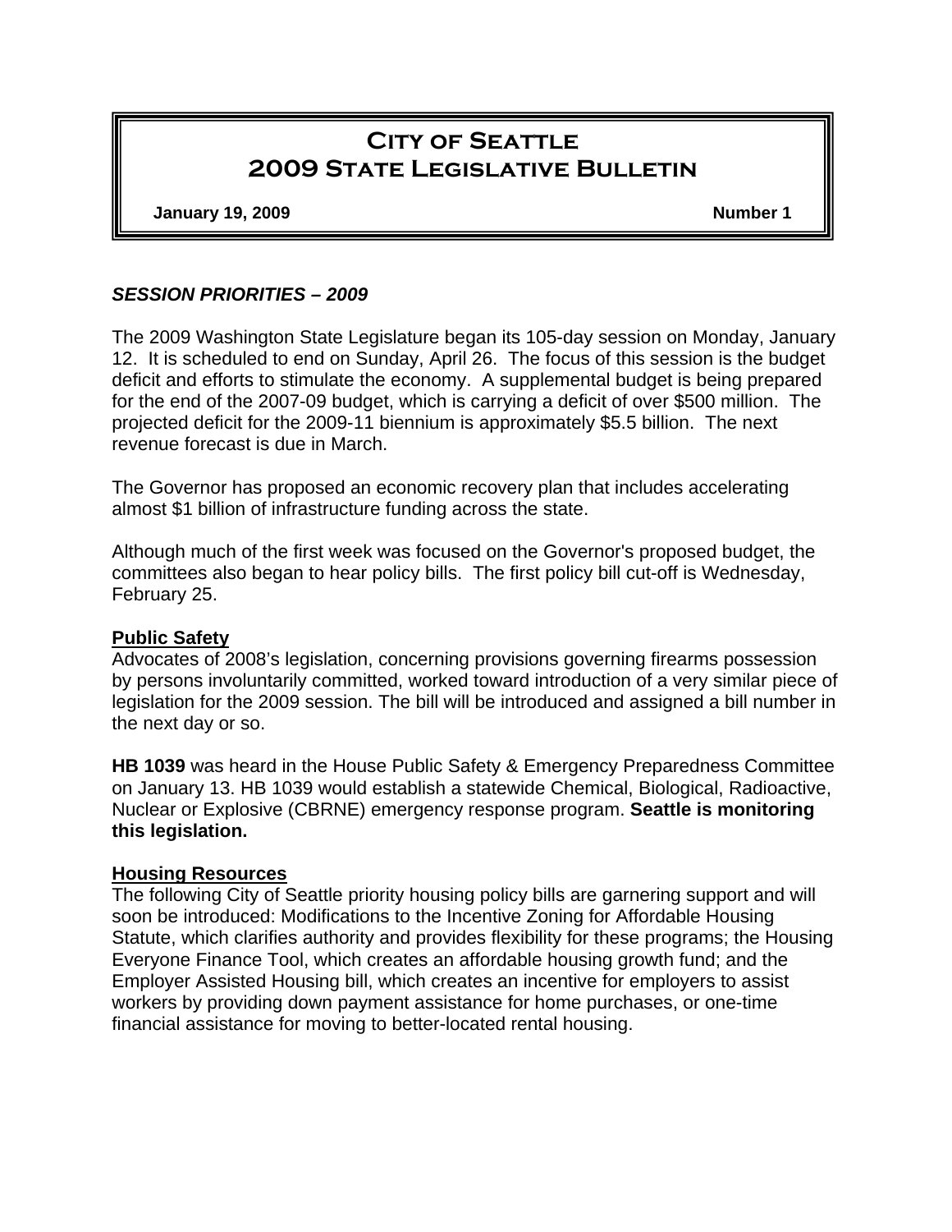# City of Seattle
# 2009 State Legislative Bulletin

**January 19, 2009** **Number 1**

***SESSION PRIORITIES – 2009***

The 2009 Washington State Legislature began its 105-day session on Monday, January 12. It is scheduled to end on Sunday, April 26. The focus of this session is the budget deficit and efforts to stimulate the economy. A supplemental budget is being prepared for the end of the 2007-09 budget, which is carrying a deficit of over $500 million. The projected deficit for the 2009-11 biennium is approximately $5.5 billion. The next revenue forecast is due in March.

The Governor has proposed an economic recovery plan that includes accelerating almost $1 billion of infrastructure funding across the state.

Although much of the first week was focused on the Governor's proposed budget, the committees also began to hear policy bills. The first policy bill cut-off is Wednesday, February 25.

## Public Safety

Advocates of 2008's legislation, concerning provisions governing firearms possession by persons involuntarily committed, worked toward introduction of a very similar piece of legislation for the 2009 session. The bill will be introduced and assigned a bill number in the next day or so.

**HB 1039** was heard in the House Public Safety & Emergency Preparedness Committee on January 13. HB 1039 would establish a statewide Chemical, Biological, Radioactive, Nuclear or Explosive (CBRNE) emergency response program. **Seattle is monitoring this legislation.**

## Housing Resources

The following City of Seattle priority housing policy bills are garnering support and will soon be introduced: Modifications to the Incentive Zoning for Affordable Housing Statute, which clarifies authority and provides flexibility for these programs; the Housing Everyone Finance Tool, which creates an affordable housing growth fund; and the Employer Assisted Housing bill, which creates an incentive for employers to assist workers by providing down payment assistance for home purchases, or one-time financial assistance for moving to better-located rental housing.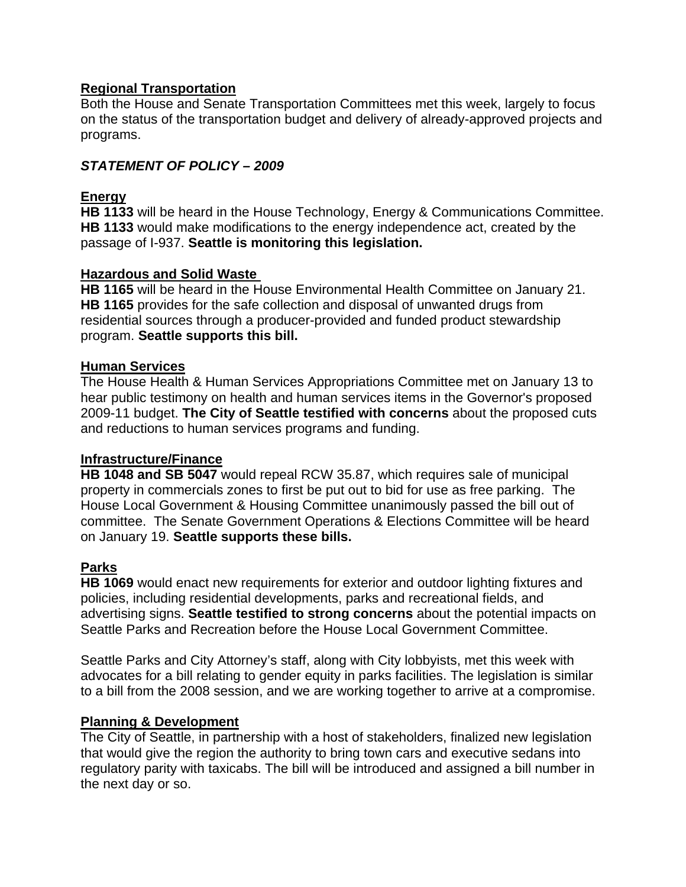**Regional Transportation**

Both the House and Senate Transportation Committees met this week, largely to focus on the status of the transportation budget and delivery of already-approved projects and programs.

***STATEMENT OF POLICY – 2009***

**Energy**

**HB 1133** will be heard in the House Technology, Energy & Communications Committee. **HB 1133** would make modifications to the energy independence act, created by the passage of I-937. **Seattle is monitoring this legislation.**

**Hazardous and Solid Waste**

**HB 1165** will be heard in the House Environmental Health Committee on January 21. **HB 1165** provides for the safe collection and disposal of unwanted drugs from residential sources through a producer-provided and funded product stewardship program. **Seattle supports this bill.**

**Human Services**

The House Health & Human Services Appropriations Committee met on January 13 to hear public testimony on health and human services items in the Governor's proposed 2009-11 budget. **The City of Seattle testified with concerns** about the proposed cuts and reductions to human services programs and funding.

**Infrastructure/Finance**

**HB 1048 and SB 5047** would repeal RCW 35.87, which requires sale of municipal property in commercials zones to first be put out to bid for use as free parking. The House Local Government & Housing Committee unanimously passed the bill out of committee. The Senate Government Operations & Elections Committee will be heard on January 19. **Seattle supports these bills.**

**Parks**

**HB 1069** would enact new requirements for exterior and outdoor lighting fixtures and policies, including residential developments, parks and recreational fields, and advertising signs. **Seattle testified to strong concerns** about the potential impacts on Seattle Parks and Recreation before the House Local Government Committee.

Seattle Parks and City Attorney's staff, along with City lobbyists, met this week with advocates for a bill relating to gender equity in parks facilities. The legislation is similar to a bill from the 2008 session, and we are working together to arrive at a compromise.

**Planning & Development**

The City of Seattle, in partnership with a host of stakeholders, finalized new legislation that would give the region the authority to bring town cars and executive sedans into regulatory parity with taxicabs. The bill will be introduced and assigned a bill number in the next day or so.